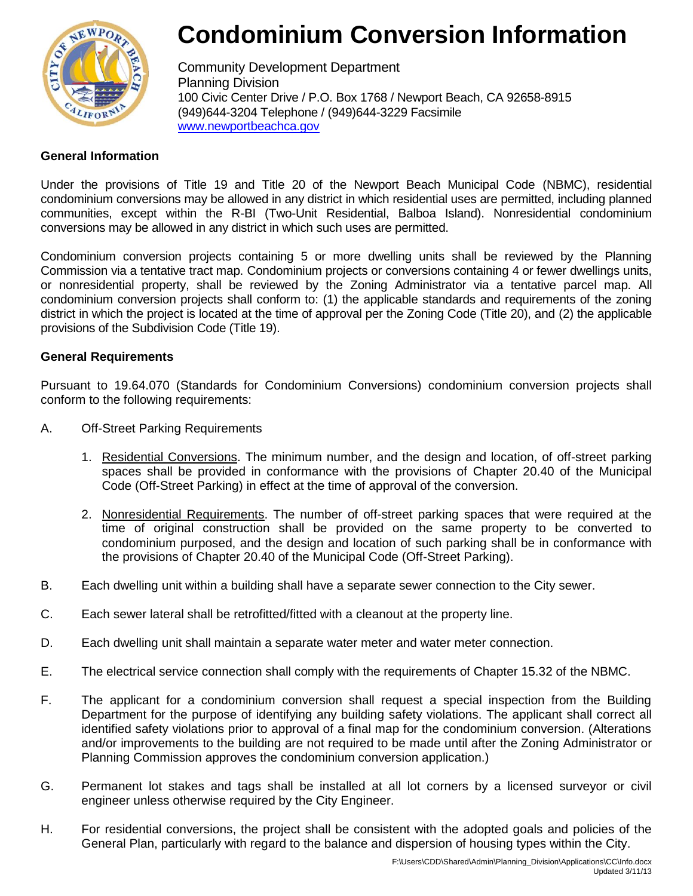# Condominium Conversion Information

Community Development Department
Planning Division
100 Civic Center Drive / P.O. Box 1768 / Newport Beach, CA 92658-8915
(949)644-3204 Telephone / (949)644-3229 Facsimile
www.newportbeachca.gov

## General Information

Under the provisions of Title 19 and Title 20 of the Newport Beach Municipal Code (NBMC), residential condominium conversions may be allowed in any district in which residential uses are permitted, including planned communities, except within the R-BI (Two-Unit Residential, Balboa Island). Nonresidential condominium conversions may be allowed in any district in which such uses are permitted.

Condominium conversion projects containing 5 or more dwelling units shall be reviewed by the Planning Commission via a tentative tract map. Condominium projects or conversions containing 4 or fewer dwellings units, or nonresidential property, shall be reviewed by the Zoning Administrator via a tentative parcel map. All condominium conversion projects shall conform to: (1) the applicable standards and requirements of the zoning district in which the project is located at the time of approval per the Zoning Code (Title 20), and (2) the applicable provisions of the Subdivision Code (Title 19).

## General Requirements

Pursuant to 19.64.070 (Standards for Condominium Conversions) condominium conversion projects shall conform to the following requirements:

A. Off-Street Parking Requirements

   1. Residential Conversions. The minimum number, and the design and location, of off-street parking spaces shall be provided in conformance with the provisions of Chapter 20.40 of the Municipal Code (Off-Street Parking) in effect at the time of approval of the conversion.

   2. Nonresidential Requirements. The number of off-street parking spaces that were required at the time of original construction shall be provided on the same property to be converted to condominium purposed, and the design and location of such parking shall be in conformance with the provisions of Chapter 20.40 of the Municipal Code (Off-Street Parking).

B. Each dwelling unit within a building shall have a separate sewer connection to the City sewer.

C. Each sewer lateral shall be retrofitted/fitted with a cleanout at the property line.

D. Each dwelling unit shall maintain a separate water meter and water meter connection.

E. The electrical service connection shall comply with the requirements of Chapter 15.32 of the NBMC.

F. The applicant for a condominium conversion shall request a special inspection from the Building Department for the purpose of identifying any building safety violations. The applicant shall correct all identified safety violations prior to approval of a final map for the condominium conversion. (Alterations and/or improvements to the building are not required to be made until after the Zoning Administrator or Planning Commission approves the condominium conversion application.)

G. Permanent lot stakes and tags shall be installed at all lot corners by a licensed surveyor or civil engineer unless otherwise required by the City Engineer.

H. For residential conversions, the project shall be consistent with the adopted goals and policies of the General Plan, particularly with regard to the balance and dispersion of housing types within the City.

F:\Users\CDD\Shared\Admin\Planning_Division\Applications\CC\Info.docx
Updated 3/11/13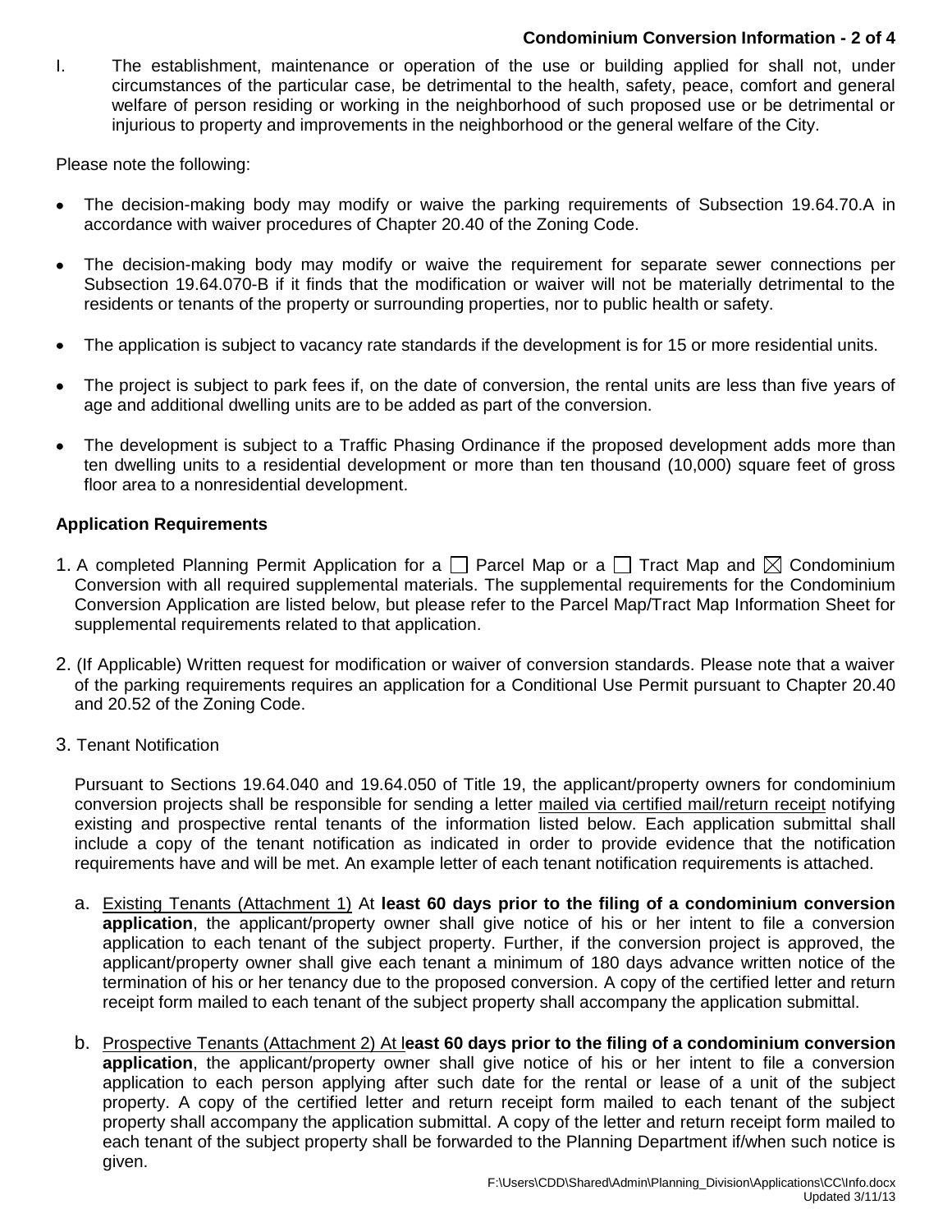I. The establishment, maintenance or operation of the use or building applied for shall not, under circumstances of the particular case, be detrimental to the health, safety, peace, comfort and general welfare of person residing or working in the neighborhood of such proposed use or be detrimental or injurious to property and improvements in the neighborhood or the general welfare of the City.

Please note the following:

- The decision-making body may modify or waive the parking requirements of Subsection 19.64.70.A in accordance with waiver procedures of Chapter 20.40 of the Zoning Code.
- The decision-making body may modify or waive the requirement for separate sewer connections per Subsection 19.64.070-B if it finds that the modification or waiver will not be materially detrimental to the residents or tenants of the property or surrounding properties, nor to public health or safety.
- The application is subject to vacancy rate standards if the development is for 15 or more residential units.
- The project is subject to park fees if, on the date of conversion, the rental units are less than five years of age and additional dwelling units are to be added as part of the conversion.
- The development is subject to a Traffic Phasing Ordinance if the proposed development adds more than ten dwelling units to a residential development or more than ten thousand (10,000) square feet of gross floor area to a nonresidential development.

**Application Requirements**

1. A completed Planning Permit Application for a ☐ Parcel Map or a ☐ Tract Map and ☒ Condominium Conversion with all required supplemental materials. The supplemental requirements for the Condominium Conversion Application are listed below, but please refer to the Parcel Map/Tract Map Information Sheet for supplemental requirements related to that application.

2. (If Applicable) Written request for modification or waiver of conversion standards. Please note that a waiver of the parking requirements requires an application for a Conditional Use Permit pursuant to Chapter 20.40 and 20.52 of the Zoning Code.

3. Tenant Notification

   Pursuant to Sections 19.64.040 and 19.64.050 of Title 19, the applicant/property owners for condominium conversion projects shall be responsible for sending a letter mailed via certified mail/return receipt notifying existing and prospective rental tenants of the information listed below. Each application submittal shall include a copy of the tenant notification as indicated in order to provide evidence that the notification requirements have and will be met. An example letter of each tenant notification requirements is attached.

   a. Existing Tenants (Attachment 1) At **least 60 days prior to the filing of a condominium conversion application**, the applicant/property owner shall give notice of his or her intent to file a conversion application to each tenant of the subject property. Further, if the conversion project is approved, the applicant/property owner shall give each tenant a minimum of 180 days advance written notice of the termination of his or her tenancy due to the proposed conversion. A copy of the certified letter and return receipt form mailed to each tenant of the subject property shall accompany the application submittal.

   b. Prospective Tenants (Attachment 2) At l**east 60 days prior to the filing of a condominium conversion application**, the applicant/property owner shall give notice of his or her intent to file a conversion application to each person applying after such date for the rental or lease of a unit of the subject property. A copy of the certified letter and return receipt form mailed to each tenant of the subject property shall accompany the application submittal. A copy of the letter and return receipt form mailed to each tenant of the subject property shall be forwarded to the Planning Department if/when such notice is given.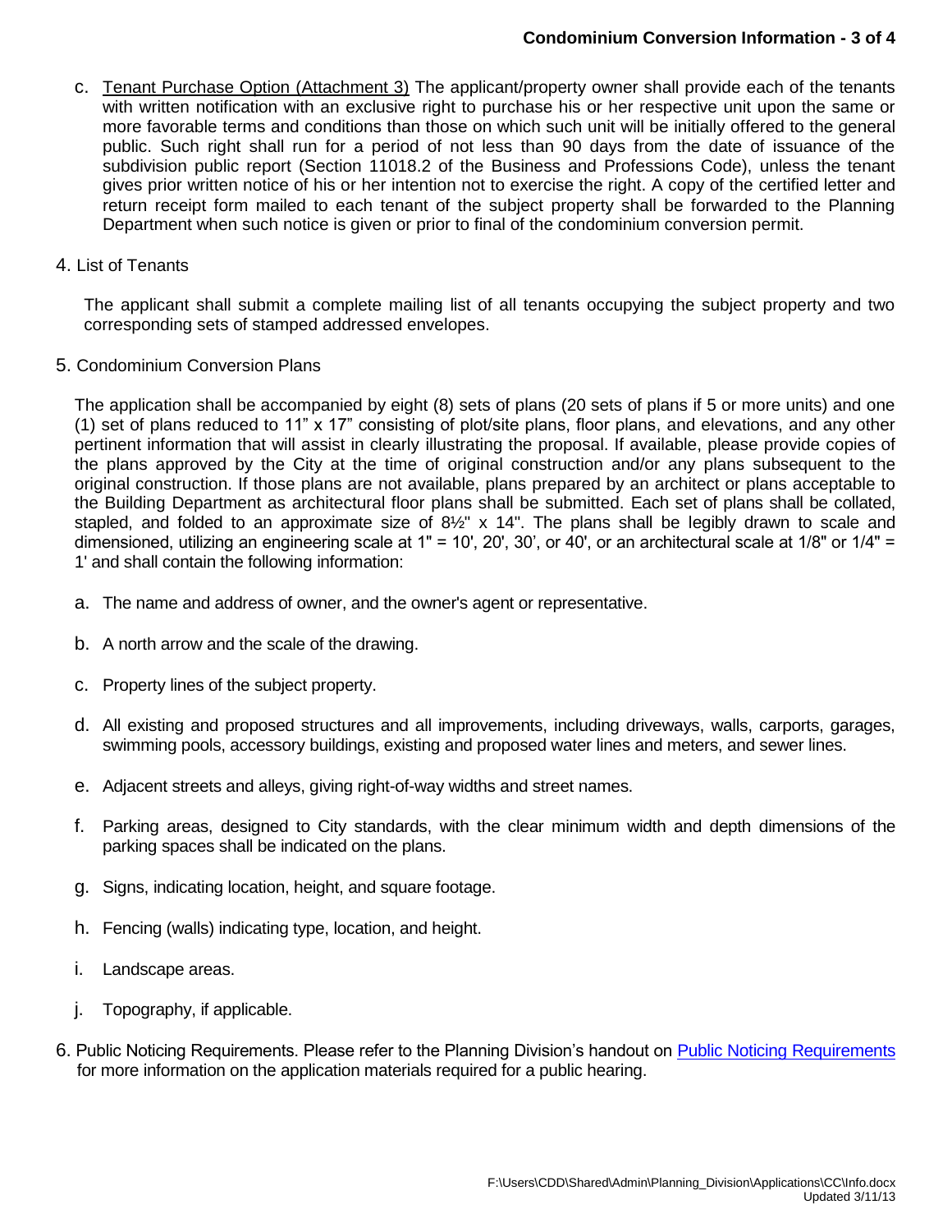c. Tenant Purchase Option (Attachment 3) The applicant/property owner shall provide each of the tenants with written notification with an exclusive right to purchase his or her respective unit upon the same or more favorable terms and conditions than those on which such unit will be initially offered to the general public. Such right shall run for a period of not less than 90 days from the date of issuance of the subdivision public report (Section 11018.2 of the Business and Professions Code), unless the tenant gives prior written notice of his or her intention not to exercise the right. A copy of the certified letter and return receipt form mailed to each tenant of the subject property shall be forwarded to the Planning Department when such notice is given or prior to final of the condominium conversion permit.

4. List of Tenants

The applicant shall submit a complete mailing list of all tenants occupying the subject property and two corresponding sets of stamped addressed envelopes.

5. Condominium Conversion Plans

The application shall be accompanied by eight (8) sets of plans (20 sets of plans if 5 or more units) and one (1) set of plans reduced to 11" x 17" consisting of plot/site plans, floor plans, and elevations, and any other pertinent information that will assist in clearly illustrating the proposal. If available, please provide copies of the plans approved by the City at the time of original construction and/or any plans subsequent to the original construction. If those plans are not available, plans prepared by an architect or plans acceptable to the Building Department as architectural floor plans shall be submitted. Each set of plans shall be collated, stapled, and folded to an approximate size of 8½" x 14". The plans shall be legibly drawn to scale and dimensioned, utilizing an engineering scale at 1" = 10', 20', 30', or 40', or an architectural scale at 1/8" or 1/4" = 1' and shall contain the following information:

a. The name and address of owner, and the owner's agent or representative.

b. A north arrow and the scale of the drawing.

c. Property lines of the subject property.

d. All existing and proposed structures and all improvements, including driveways, walls, carports, garages, swimming pools, accessory buildings, existing and proposed water lines and meters, and sewer lines.

e. Adjacent streets and alleys, giving right-of-way widths and street names.

f. Parking areas, designed to City standards, with the clear minimum width and depth dimensions of the parking spaces shall be indicated on the plans.

g. Signs, indicating location, height, and square footage.

h. Fencing (walls) indicating type, location, and height.

i. Landscape areas.

j. Topography, if applicable.

6. Public Noticing Requirements. Please refer to the Planning Division's handout on Public Noticing Requirements for more information on the application materials required for a public hearing.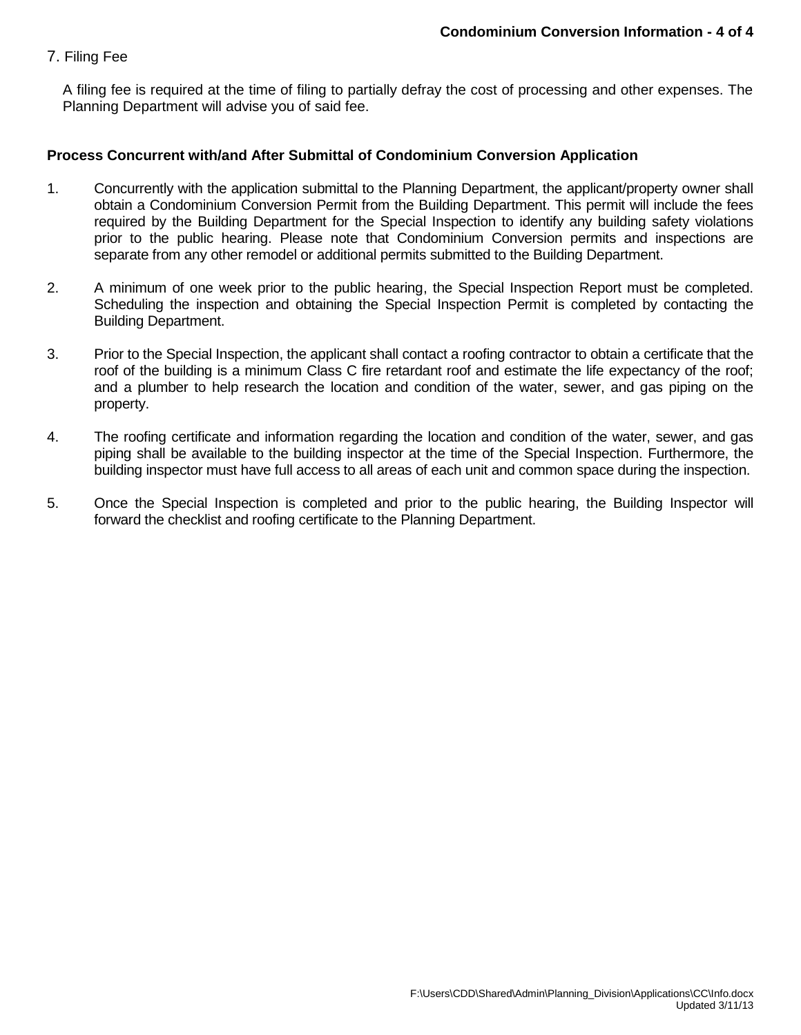7. Filing Fee

A filing fee is required at the time of filing to partially defray the cost of processing and other expenses. The Planning Department will advise you of said fee.

**Process Concurrent with/and After Submittal of Condominium Conversion Application**

1. Concurrently with the application submittal to the Planning Department, the applicant/property owner shall obtain a Condominium Conversion Permit from the Building Department. This permit will include the fees required by the Building Department for the Special Inspection to identify any building safety violations prior to the public hearing. Please note that Condominium Conversion permits and inspections are separate from any other remodel or additional permits submitted to the Building Department.

2. A minimum of one week prior to the public hearing, the Special Inspection Report must be completed. Scheduling the inspection and obtaining the Special Inspection Permit is completed by contacting the Building Department.

3. Prior to the Special Inspection, the applicant shall contact a roofing contractor to obtain a certificate that the roof of the building is a minimum Class C fire retardant roof and estimate the life expectancy of the roof; and a plumber to help research the location and condition of the water, sewer, and gas piping on the property.

4. The roofing certificate and information regarding the location and condition of the water, sewer, and gas piping shall be available to the building inspector at the time of the Special Inspection. Furthermore, the building inspector must have full access to all areas of each unit and common space during the inspection.

5. Once the Special Inspection is completed and prior to the public hearing, the Building Inspector will forward the checklist and roofing certificate to the Planning Department.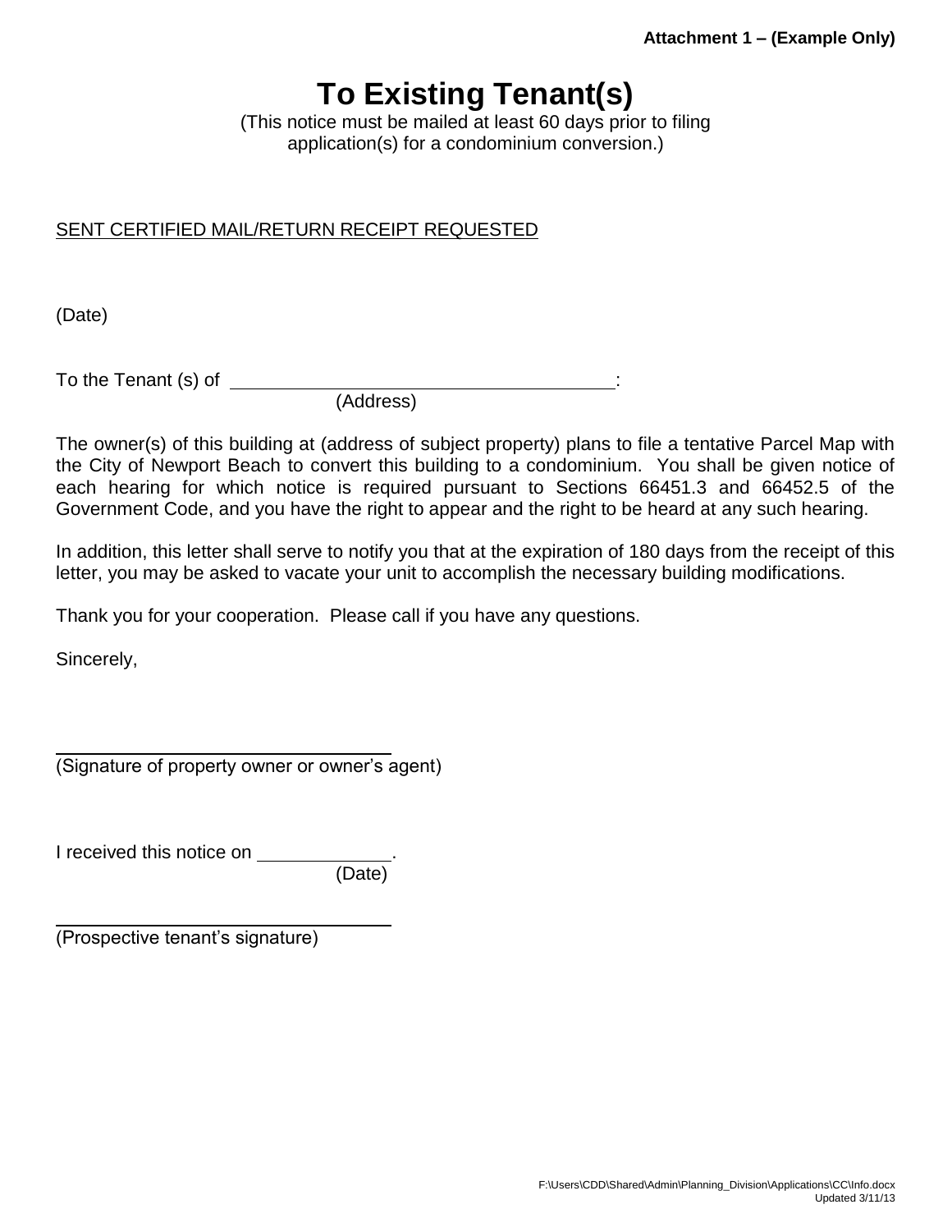**Attachment 1 – (Example Only)**

# To Existing Tenant(s)

(This notice must be mailed at least 60 days prior to filing application(s) for a condominium conversion.)

SENT CERTIFIED MAIL/RETURN RECEIPT REQUESTED

(Date)

To the Tenant (s) of \_\_\_\_\_\_\_\_\_\_\_\_\_\_\_\_\_\_\_\_\_\_\_\_\_\_\_\_\_\_\_\_\_\_\_\_:
(Address)

The owner(s) of this building at (address of subject property) plans to file a tentative Parcel Map with the City of Newport Beach to convert this building to a condominium. You shall be given notice of each hearing for which notice is required pursuant to Sections 66451.3 and 66452.5 of the Government Code, and you have the right to appear and the right to be heard at any such hearing.

In addition, this letter shall serve to notify you that at the expiration of 180 days from the receipt of this letter, you may be asked to vacate your unit to accomplish the necessary building modifications.

Thank you for your cooperation. Please call if you have any questions.

Sincerely,

\_\_\_\_\_\_\_\_\_\_\_\_\_\_\_\_\_\_\_\_\_\_\_\_\_\_\_\_\_\_\_\_\_\_\_\_
(Signature of property owner or owner's agent)

I received this notice on \_\_\_\_\_\_\_\_\_\_\_\_\_.
(Date)

\_\_\_\_\_\_\_\_\_\_\_\_\_\_\_\_\_\_\_\_\_\_\_\_\_\_\_\_\_\_\_\_\_\_\_\_
(Prospective tenant's signature)

F:\Users\CDD\Shared\Admin\Planning_Division\Applications\CC\Info.docx
Updated 3/11/13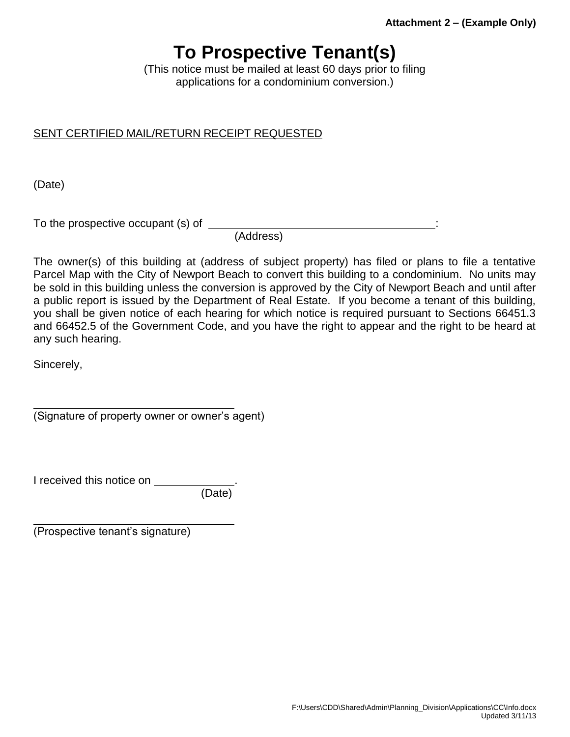**Attachment 2 – (Example Only)**

# To Prospective Tenant(s)

(This notice must be mailed at least 60 days prior to filing applications for a condominium conversion.)

SENT CERTIFIED MAIL/RETURN RECEIPT REQUESTED

(Date)

To the prospective occupant (s) of ______________________________:
(Address)

The owner(s) of this building at (address of subject property) has filed or plans to file a tentative Parcel Map with the City of Newport Beach to convert this building to a condominium. No units may be sold in this building unless the conversion is approved by the City of Newport Beach and until after a public report is issued by the Department of Real Estate. If you become a tenant of this building, you shall be given notice of each hearing for which notice is required pursuant to Sections 66451.3 and 66452.5 of the Government Code, and you have the right to appear and the right to be heard at any such hearing.

Sincerely,

______________________________
(Signature of property owner or owner's agent)

I received this notice on ____________.
(Date)

______________________________
(Prospective tenant's signature)

F:\Users\CDD\Shared\Admin\Planning_Division\Applications\CC\Info.docx
Updated 3/11/13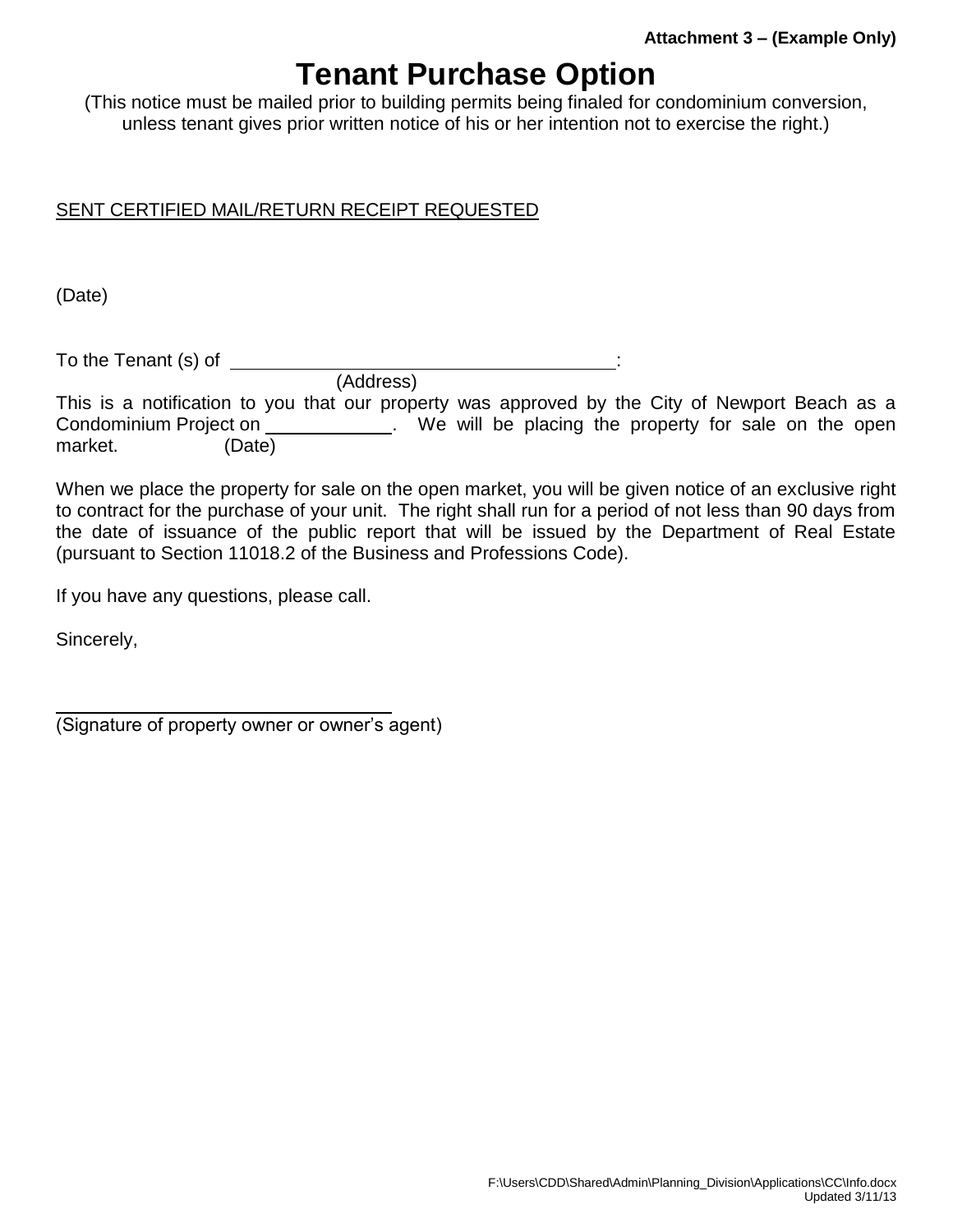**Attachment 3 – (Example Only)**

# Tenant Purchase Option

(This notice must be mailed prior to building permits being finaled for condominium conversion, unless tenant gives prior written notice of his or her intention not to exercise the right.)

<u>SENT CERTIFIED MAIL/RETURN RECEIPT REQUESTED</u>

(Date)

To the Tenant (s) of \_\_\_\_\_\_\_\_\_\_\_\_\_\_\_\_\_\_\_\_\_\_\_\_\_\_\_\_\_\_\_\_\_\_\_\_\_\_:
(Address)

This is a notification to you that our property was approved by the City of Newport Beach as a Condominium Project on \_\_\_\_\_\_\_\_\_\_\_\_. We will be placing the property for sale on the open market. (Date)

When we place the property for sale on the open market, you will be given notice of an exclusive right to contract for the purchase of your unit. The right shall run for a period of not less than 90 days from the date of issuance of the public report that will be issued by the Department of Real Estate (pursuant to Section 11018.2 of the Business and Professions Code).

If you have any questions, please call.

Sincerely,

\_\_\_\_\_\_\_\_\_\_\_\_\_\_\_\_\_\_\_\_\_\_\_\_\_\_\_\_\_\_\_\_\_\_
(Signature of property owner or owner's agent)

F:\Users\CDD\Shared\Admin\Planning_Division\Applications\CC\Info.docx
Updated 3/11/13